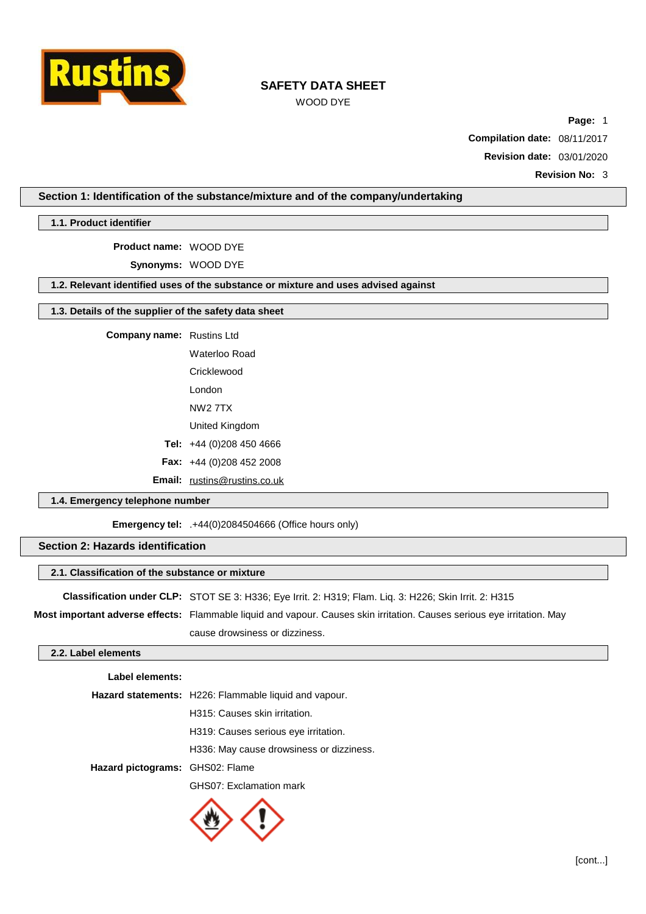# SAFETY DATA SHEET

WOOD DYE

**Compilation date:** 08/11/2017

**Revision date:** 03/01/2020

**Revision No:** 3

## Section 1: Identification of the substance/mixture and of the company/undertaking

### 1.1. Product identifier

**Product name:** WOOD DYE

**Synonyms:** WOOD DYE

### 1.2. Relevant identified uses of the substance or mixture and uses advised against

### 1.3. Details of the supplier of the safety data sheet

**Company name:** Rustins Ltd
Waterloo Road
Cricklewood
London
NW2 7TX
United Kingdom

**Tel:** +44 (0)208 450 4666

**Fax:** +44 (0)208 452 2008

**Email:** rustins@rustins.co.uk

### 1.4. Emergency telephone number

**Emergency tel:** .+44(0)2084504666 (Office hours only)

## Section 2: Hazards identification

### 2.1. Classification of the substance or mixture

**Classification under CLP:** STOT SE 3: H336; Eye Irrit. 2: H319; Flam. Liq. 3: H226; Skin Irrit. 2: H315

**Most important adverse effects:** Flammable liquid and vapour. Causes skin irritation. Causes serious eye irritation. May cause drowsiness or dizziness.

### 2.2. Label elements

**Label elements:**

**Hazard statements:** H226: Flammable liquid and vapour.
H315: Causes skin irritation.
H319: Causes serious eye irritation.
H336: May cause drowsiness or dizziness.

**Hazard pictograms:** GHS02: Flame
GHS07: Exclamation mark

[cont...]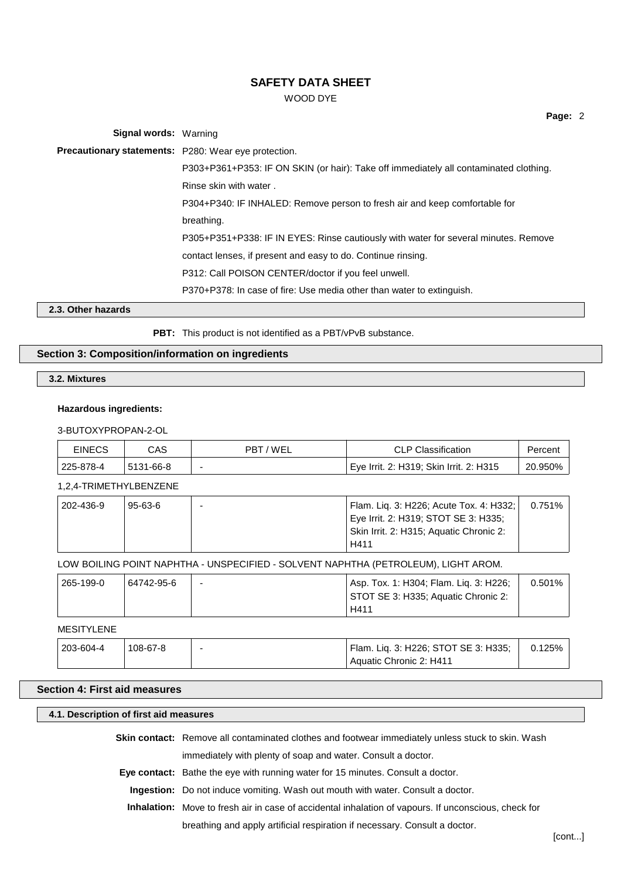**Signal words:** Warning

**Precautionary statements:** P280: Wear eye protection.

P303+P361+P353: IF ON SKIN (or hair): Take off immediately all contaminated clothing. Rinse skin with water .

P304+P340: IF INHALED: Remove person to fresh air and keep comfortable for breathing.

P305+P351+P338: IF IN EYES: Rinse cautiously with water for several minutes. Remove contact lenses, if present and easy to do. Continue rinsing.

P312: Call POISON CENTER/doctor if you feel unwell.

P370+P378: In case of fire: Use media other than water to extinguish.

### 2.3. Other hazards

**PBT:** This product is not identified as a PBT/vPvB substance.

## Section 3: Composition/information on ingredients

### 3.2. Mixtures

**Hazardous ingredients:**

3-BUTOXYPROPAN-2-OL

| EINECS | CAS | PBT / WEL | CLP Classification | Percent |
|---|---|---|---|---|
| 225-878-4 | 5131-66-8 | - | Eye Irrit. 2: H319; Skin Irrit. 2: H315 | 20.950% |

1,2,4-TRIMETHYLBENZENE

| EINECS | CAS | PBT / WEL | CLP Classification | Percent |
|---|---|---|---|---|
| 202-436-9 | 95-63-6 | - | Flam. Liq. 3: H226; Acute Tox. 4: H332; Eye Irrit. 2: H319; STOT SE 3: H335; Skin Irrit. 2: H315; Aquatic Chronic 2: H411 | 0.751% |

LOW BOILING POINT NAPHTHA - UNSPECIFIED - SOLVENT NAPHTHA (PETROLEUM), LIGHT AROM.

| EINECS | CAS | PBT / WEL | CLP Classification | Percent |
|---|---|---|---|---|
| 265-199-0 | 64742-95-6 | - | Asp. Tox. 1: H304; Flam. Liq. 3: H226; STOT SE 3: H335; Aquatic Chronic 2: H411 | 0.501% |

MESITYLENE

| EINECS | CAS | PBT / WEL | CLP Classification | Percent |
|---|---|---|---|---|
| 203-604-4 | 108-67-8 | - | Flam. Liq. 3: H226; STOT SE 3: H335; Aquatic Chronic 2: H411 | 0.125% |

## Section 4: First aid measures

### 4.1. Description of first aid measures

**Skin contact:** Remove all contaminated clothes and footwear immediately unless stuck to skin. Wash immediately with plenty of soap and water. Consult a doctor.

**Eye contact:** Bathe the eye with running water for 15 minutes. Consult a doctor.

**Ingestion:** Do not induce vomiting. Wash out mouth with water. Consult a doctor.

**Inhalation:** Move to fresh air in case of accidental inhalation of vapours. If unconscious, check for breathing and apply artificial respiration if necessary. Consult a doctor.

[cont...]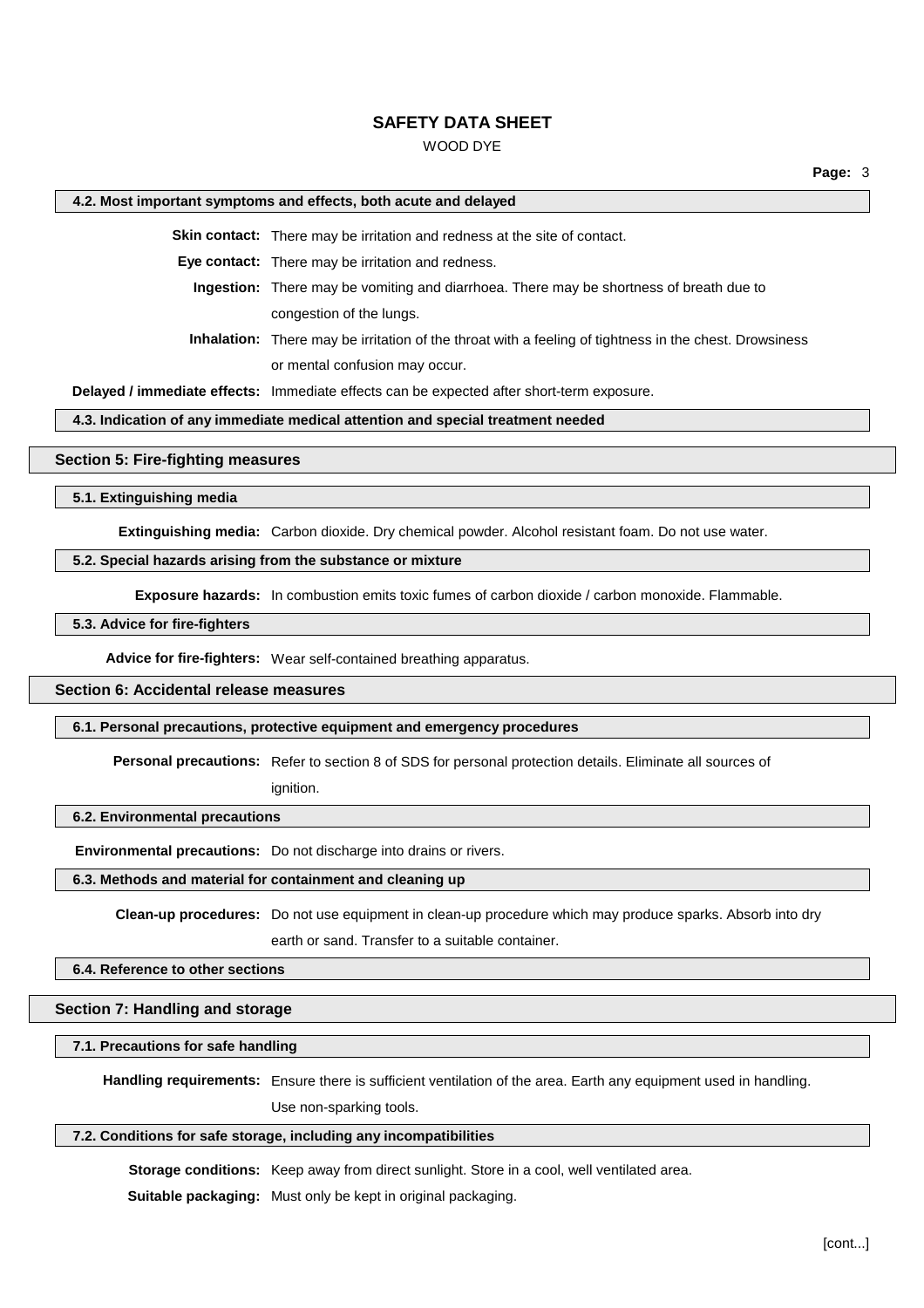### 4.2. Most important symptoms and effects, both acute and delayed

**Skin contact:** There may be irritation and redness at the site of contact.

**Eye contact:** There may be irritation and redness.

**Ingestion:** There may be vomiting and diarrhoea. There may be shortness of breath due to congestion of the lungs.

**Inhalation:** There may be irritation of the throat with a feeling of tightness in the chest. Drowsiness or mental confusion may occur.

**Delayed / immediate effects:** Immediate effects can be expected after short-term exposure.

### 4.3. Indication of any immediate medical attention and special treatment needed

## Section 5: Fire-fighting measures

### 5.1. Extinguishing media

**Extinguishing media:** Carbon dioxide. Dry chemical powder. Alcohol resistant foam. Do not use water.

### 5.2. Special hazards arising from the substance or mixture

**Exposure hazards:** In combustion emits toxic fumes of carbon dioxide / carbon monoxide. Flammable.

### 5.3. Advice for fire-fighters

**Advice for fire-fighters:** Wear self-contained breathing apparatus.

## Section 6: Accidental release measures

### 6.1. Personal precautions, protective equipment and emergency procedures

**Personal precautions:** Refer to section 8 of SDS for personal protection details. Eliminate all sources of ignition.

### 6.2. Environmental precautions

**Environmental precautions:** Do not discharge into drains or rivers.

### 6.3. Methods and material for containment and cleaning up

**Clean-up procedures:** Do not use equipment in clean-up procedure which may produce sparks. Absorb into dry earth or sand. Transfer to a suitable container.

### 6.4. Reference to other sections

## Section 7: Handling and storage

### 7.1. Precautions for safe handling

**Handling requirements:** Ensure there is sufficient ventilation of the area. Earth any equipment used in handling. Use non-sparking tools.

### 7.2. Conditions for safe storage, including any incompatibilities

**Storage conditions:** Keep away from direct sunlight. Store in a cool, well ventilated area.

**Suitable packaging:** Must only be kept in original packaging.

[cont...]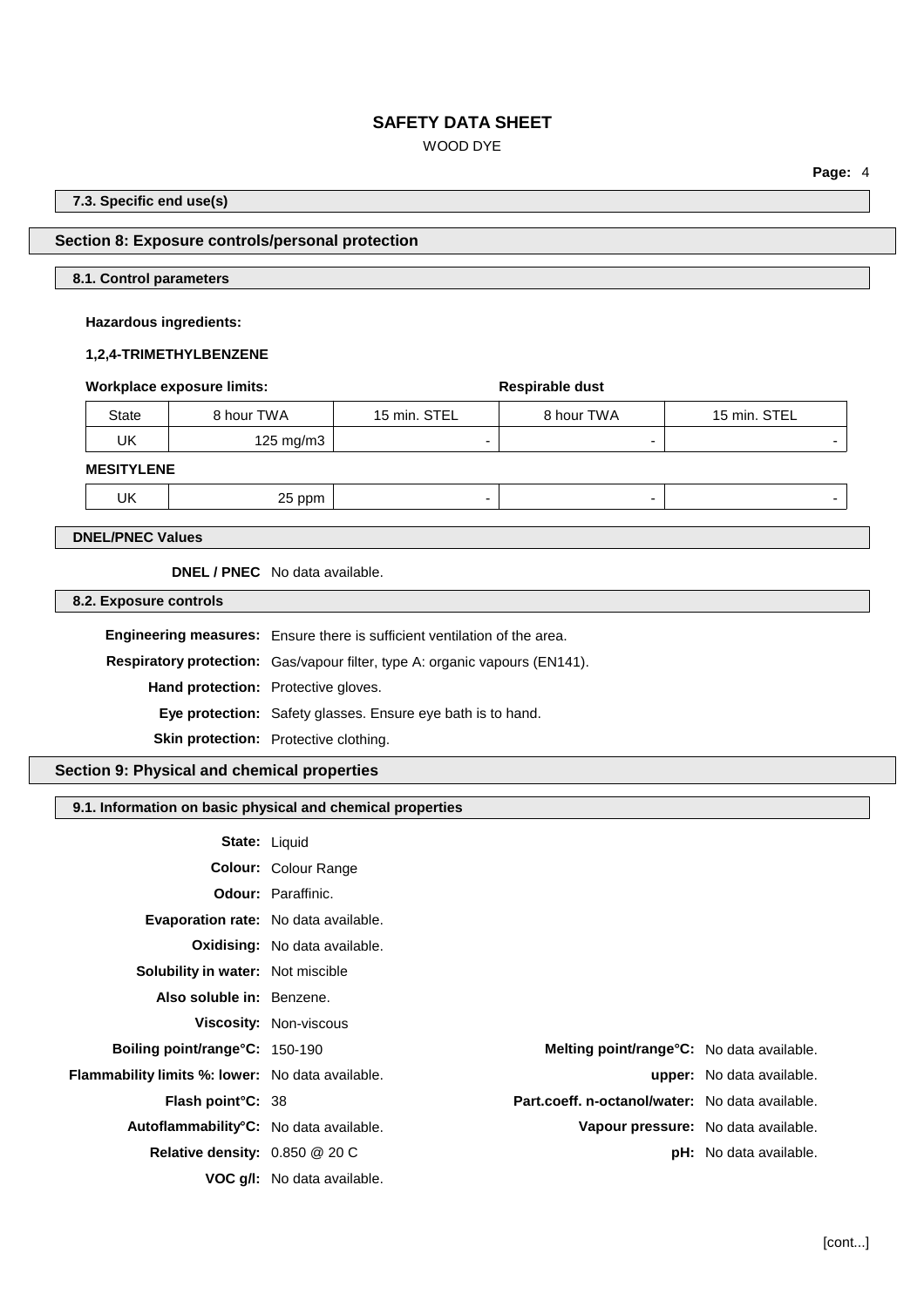#### 7.3. Specific end use(s)

## Section 8: Exposure controls/personal protection

#### 8.1. Control parameters

**Hazardous ingredients:**

**1,2,4-TRIMETHYLBENZENE**

| **Workplace exposure limits:** | | | **Respirable dust** | |
|---|---|---|---|---|
| State | 8 hour TWA | 15 min. STEL | 8 hour TWA | 15 min. STEL |
| UK | 125 mg/m3 | - | - | - |

**MESITYLENE**

| State | 8 hour TWA | 15 min. STEL | 8 hour TWA | 15 min. STEL |
|---|---|---|---|---|
| UK | 25 ppm | - | - | - |

#### DNEL/PNEC Values

**DNEL / PNEC** No data available.

#### 8.2. Exposure controls

**Engineering measures:** Ensure there is sufficient ventilation of the area.

**Respiratory protection:** Gas/vapour filter, type A: organic vapours (EN141).

**Hand protection:** Protective gloves.

**Eye protection:** Safety glasses. Ensure eye bath is to hand.

**Skin protection:** Protective clothing.

## Section 9: Physical and chemical properties

#### 9.1. Information on basic physical and chemical properties

**State:** Liquid

**Colour:** Colour Range

**Odour:** Paraffinic.

**Evaporation rate:** No data available.

**Oxidising:** No data available.

**Solubility in water:** Not miscible

**Also soluble in:** Benzene.

**Viscosity:** Non-viscous

**Boiling point/range°C:** 150-190

**Melting point/range°C:** No data available.

**Flammability limits %: lower:** No data available.

**upper:** No data available.

**Flash point°C:** 38

**Part.coeff. n-octanol/water:** No data available.

**Autoflammability°C:** No data available.

**Vapour pressure:** No data available.

**Relative density:** 0.850 @ 20 C

**pH:** No data available.

**VOC g/l:** No data available.

[cont...]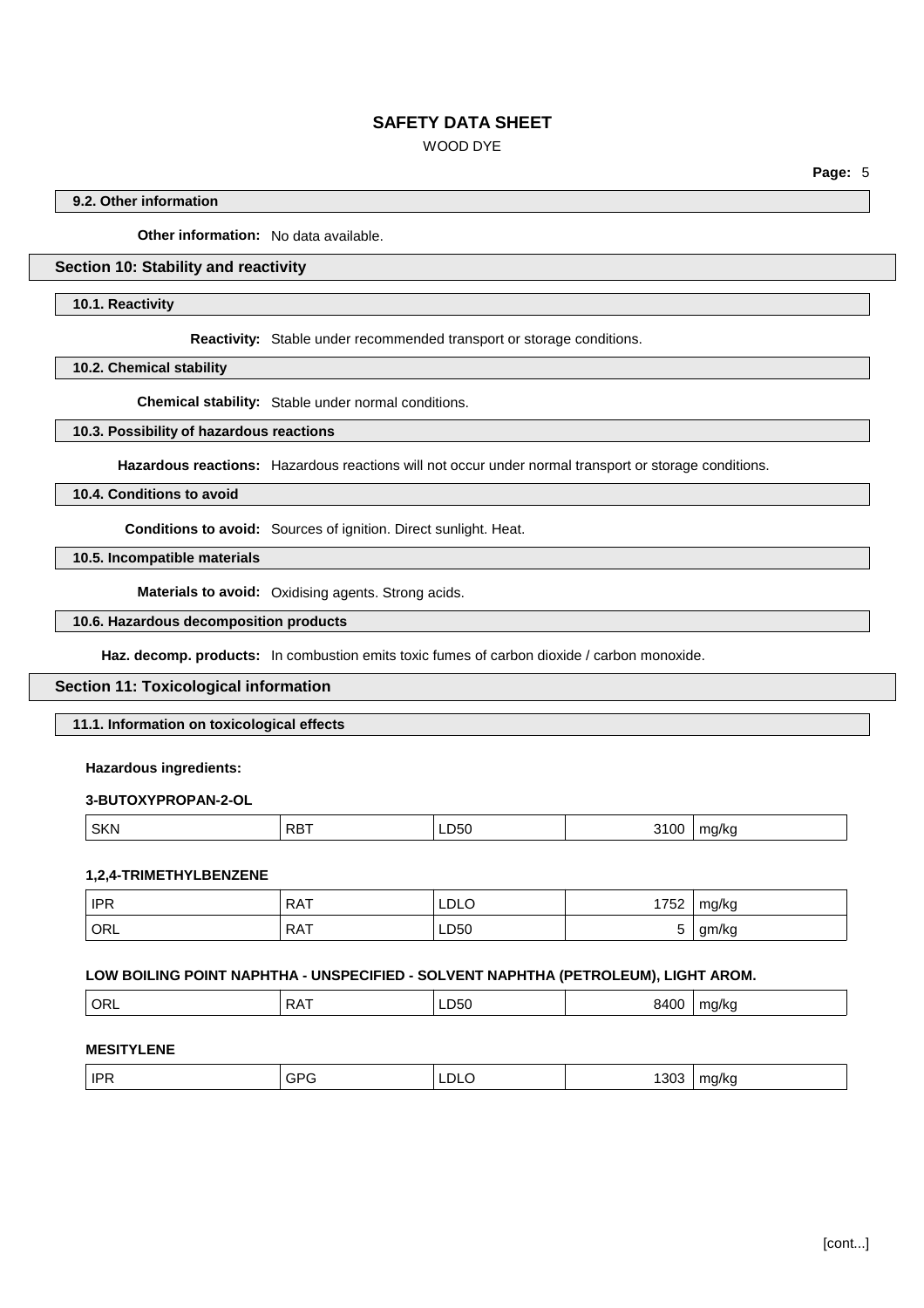### 9.2. Other information

**Other information:** No data available.

## Section 10: Stability and reactivity

### 10.1. Reactivity

**Reactivity:** Stable under recommended transport or storage conditions.

### 10.2. Chemical stability

**Chemical stability:** Stable under normal conditions.

### 10.3. Possibility of hazardous reactions

**Hazardous reactions:** Hazardous reactions will not occur under normal transport or storage conditions.

### 10.4. Conditions to avoid

**Conditions to avoid:** Sources of ignition. Direct sunlight. Heat.

### 10.5. Incompatible materials

**Materials to avoid:** Oxidising agents. Strong acids.

### 10.6. Hazardous decomposition products

**Haz. decomp. products:** In combustion emits toxic fumes of carbon dioxide / carbon monoxide.

## Section 11: Toxicological information

### 11.1. Information on toxicological effects

**Hazardous ingredients:**

**3-BUTOXYPROPAN-2-OL**

| | | | | |
|---|---|---|---|---|
| SKN | RBT | LD50 | 3100 | mg/kg |

**1,2,4-TRIMETHYLBENZENE**

| | | | | |
|---|---|---|---|---|
| IPR | RAT | LDLO | 1752 | mg/kg |
| ORL | RAT | LD50 | 5 | gm/kg |

**LOW BOILING POINT NAPHTHA - UNSPECIFIED - SOLVENT NAPHTHA (PETROLEUM), LIGHT AROM.**

| | | | | |
|---|---|---|---|---|
| ORL | RAT | LD50 | 8400 | mg/kg |

**MESITYLENE**

| | | | | |
|---|---|---|---|---|
| IPR | GPG | LDLO | 1303 | mg/kg |

[cont...]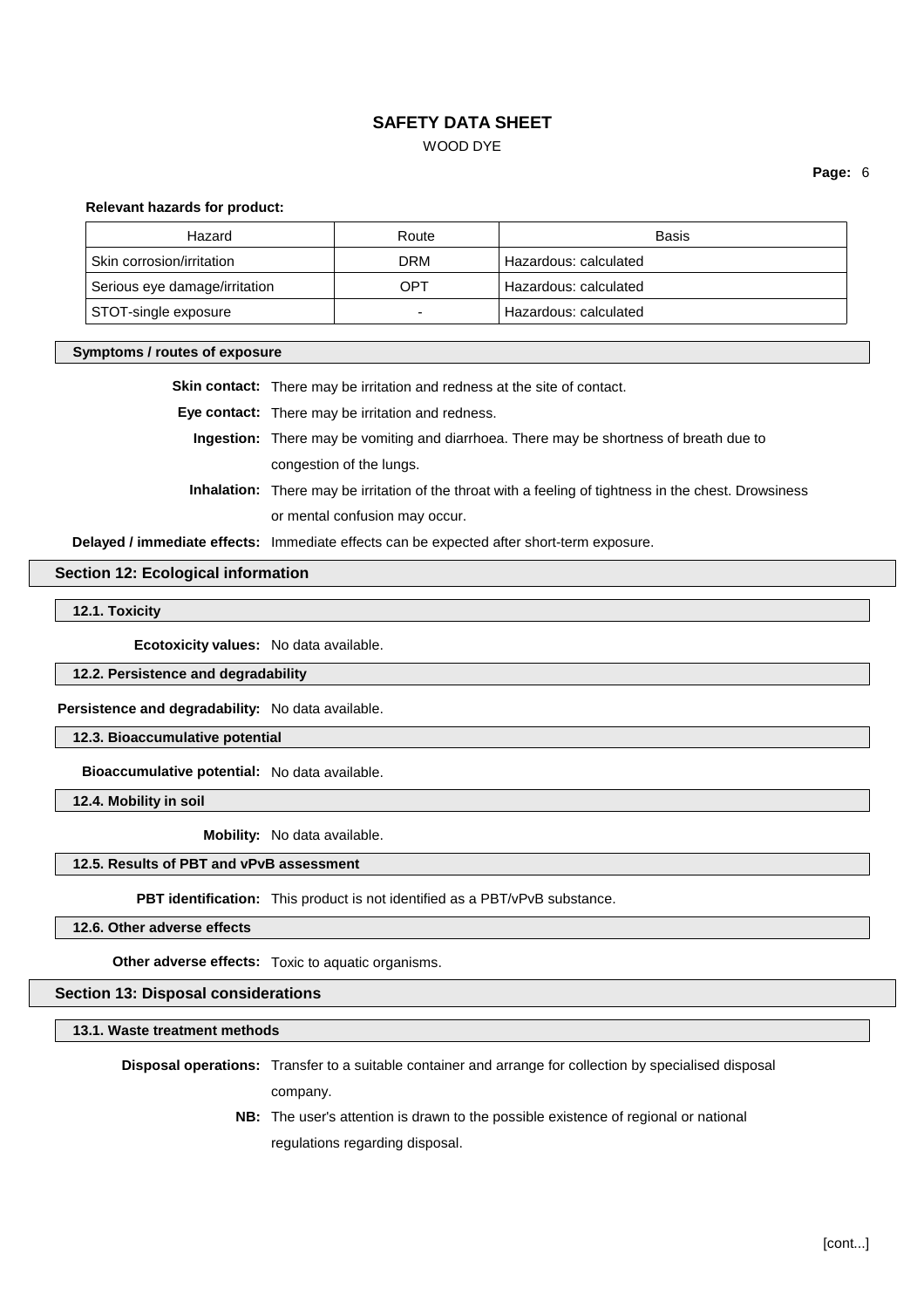**Relevant hazards for product:**

| Hazard | Route | Basis |
|---|---|---|
| Skin corrosion/irritation | DRM | Hazardous: calculated |
| Serious eye damage/irritation | OPT | Hazardous: calculated |
| STOT-single exposure | - | Hazardous: calculated |

### Symptoms / routes of exposure

**Skin contact:** There may be irritation and redness at the site of contact.

**Eye contact:** There may be irritation and redness.

**Ingestion:** There may be vomiting and diarrhoea. There may be shortness of breath due to congestion of the lungs.

**Inhalation:** There may be irritation of the throat with a feeling of tightness in the chest. Drowsiness or mental confusion may occur.

**Delayed / immediate effects:** Immediate effects can be expected after short-term exposure.

## Section 12: Ecological information

### 12.1. Toxicity

**Ecotoxicity values:** No data available.

### 12.2. Persistence and degradability

**Persistence and degradability:** No data available.

### 12.3. Bioaccumulative potential

**Bioaccumulative potential:** No data available.

### 12.4. Mobility in soil

**Mobility:** No data available.

### 12.5. Results of PBT and vPvB assessment

**PBT identification:** This product is not identified as a PBT/vPvB substance.

### 12.6. Other adverse effects

**Other adverse effects:** Toxic to aquatic organisms.

## Section 13: Disposal considerations

### 13.1. Waste treatment methods

**Disposal operations:** Transfer to a suitable container and arrange for collection by specialised disposal company.

**NB:** The user's attention is drawn to the possible existence of regional or national regulations regarding disposal.

[cont...]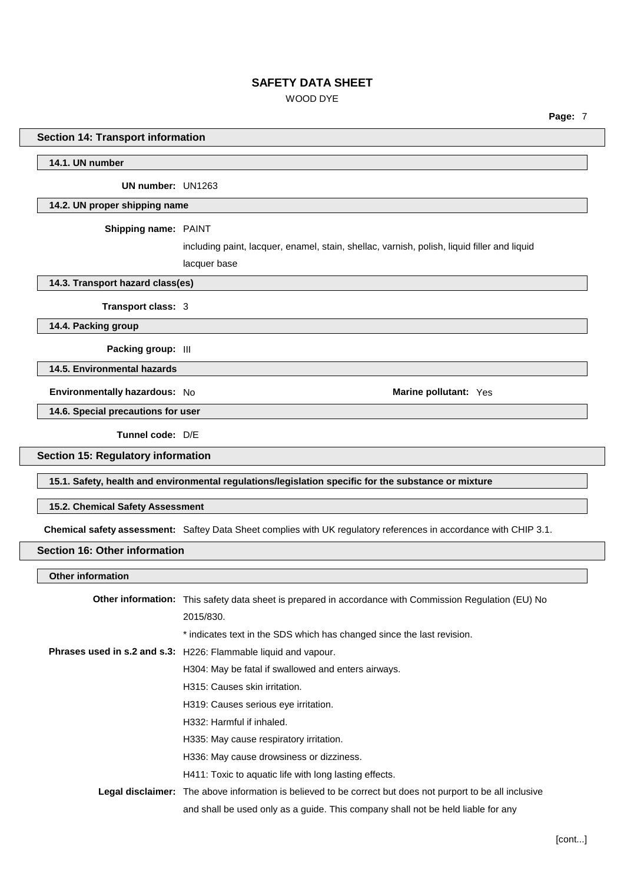## Section 14: Transport information

### 14.1. UN number

**UN number:** UN1263

### 14.2. UN proper shipping name

**Shipping name:** PAINT

including paint, lacquer, enamel, stain, shellac, varnish, polish, liquid filler and liquid lacquer base

### 14.3. Transport hazard class(es)

**Transport class:** 3

### 14.4. Packing group

**Packing group:** III

### 14.5. Environmental hazards

**Environmentally hazardous:** No

**Marine pollutant:** Yes

### 14.6. Special precautions for user

**Tunnel code:** D/E

## Section 15: Regulatory information

### 15.1. Safety, health and environmental regulations/legislation specific for the substance or mixture

### 15.2. Chemical Safety Assessment

**Chemical safety assessment:** Saftey Data Sheet complies with UK regulatory references in accordance with CHIP 3.1.

## Section 16: Other information

### Other information

**Other information:** This safety data sheet is prepared in accordance with Commission Regulation (EU) No 2015/830.

* indicates text in the SDS which has changed since the last revision.

**Phrases used in s.2 and s.3:** H226: Flammable liquid and vapour.

H304: May be fatal if swallowed and enters airways.

H315: Causes skin irritation.

H319: Causes serious eye irritation.

H332: Harmful if inhaled.

H335: May cause respiratory irritation.

H336: May cause drowsiness or dizziness.

H411: Toxic to aquatic life with long lasting effects.

**Legal disclaimer:** The above information is believed to be correct but does not purport to be all inclusive and shall be used only as a guide. This company shall not be held liable for any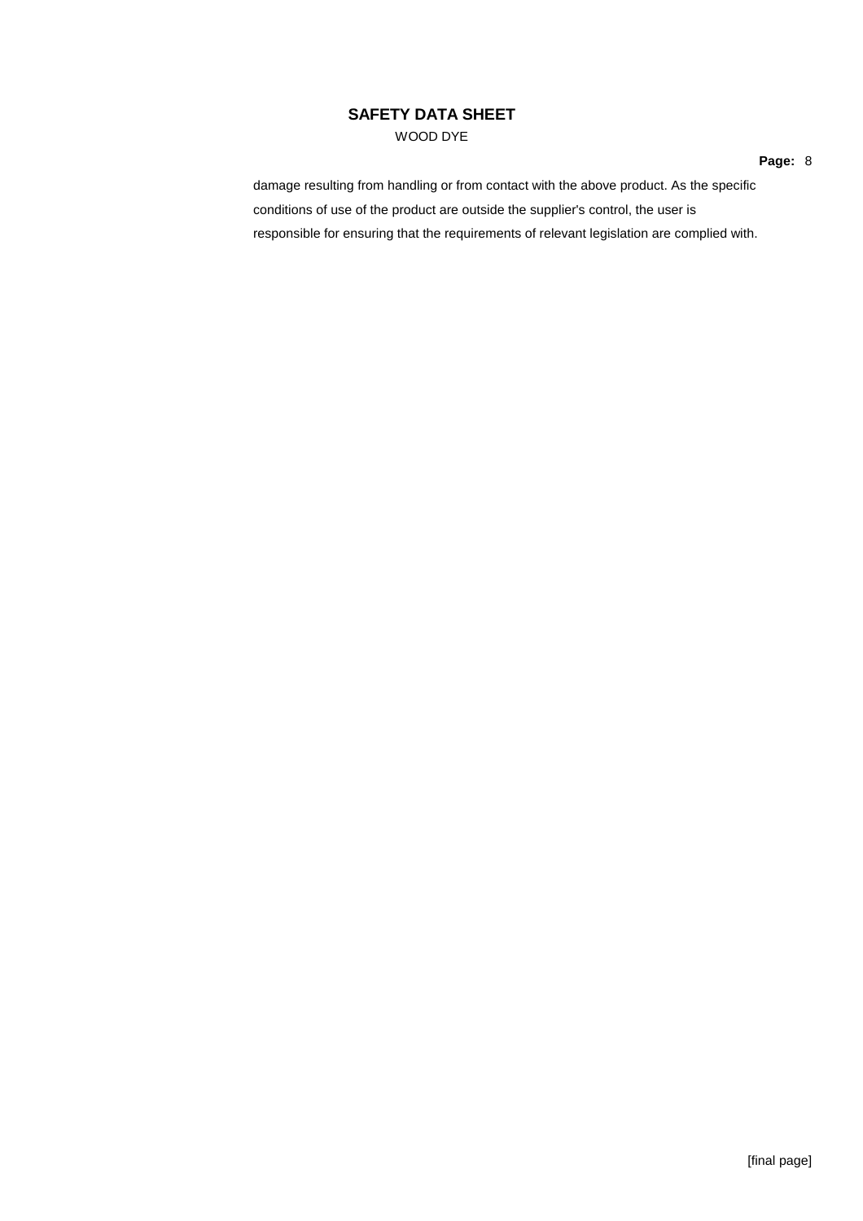damage resulting from handling or from contact with the above product. As the specific conditions of use of the product are outside the supplier's control, the user is responsible for ensuring that the requirements of relevant legislation are complied with.

[final page]